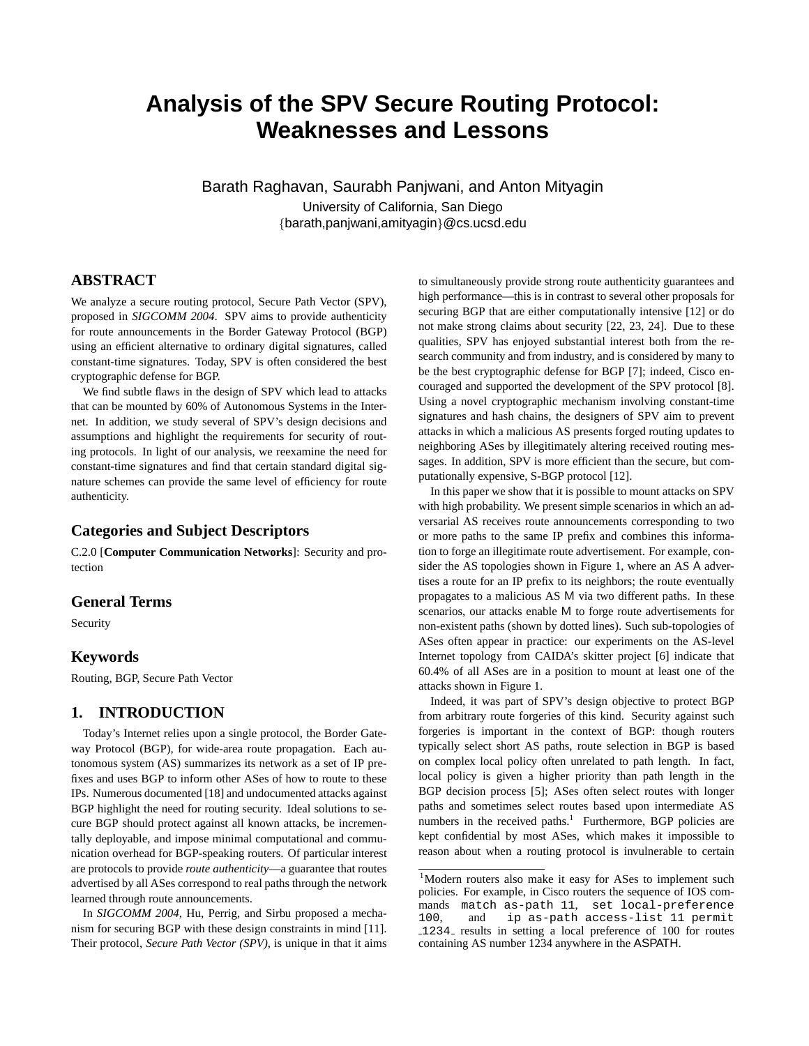# Analysis of the SPV Secure Routing Protocol: Weaknesses and Lessons

Barath Raghavan, Saurabh Panjwani, and Anton Mityagin
University of California, San Diego
{barath,panjwani,amityagin}@cs.ucsd.edu

## ABSTRACT

We analyze a secure routing protocol, Secure Path Vector (SPV), proposed in *SIGCOMM 2004*. SPV aims to provide authenticity for route announcements in the Border Gateway Protocol (BGP) using an efficient alternative to ordinary digital signatures, called constant-time signatures. Today, SPV is often considered the best cryptographic defense for BGP.

We find subtle flaws in the design of SPV which lead to attacks that can be mounted by 60% of Autonomous Systems in the Internet. In addition, we study several of SPV's design decisions and assumptions and highlight the requirements for security of routing protocols. In light of our analysis, we reexamine the need for constant-time signatures and find that certain standard digital signature schemes can provide the same level of efficiency for route authenticity.

### Categories and Subject Descriptors

C.2.0 [**Computer Communication Networks**]: Security and protection

### General Terms

Security

### Keywords

Routing, BGP, Secure Path Vector

## 1. INTRODUCTION

Today's Internet relies upon a single protocol, the Border Gateway Protocol (BGP), for wide-area route propagation. Each autonomous system (AS) summarizes its network as a set of IP prefixes and uses BGP to inform other ASes of how to route to these IPs. Numerous documented [18] and undocumented attacks against BGP highlight the need for routing security. Ideal solutions to secure BGP should protect against all known attacks, be incrementally deployable, and impose minimal computational and communication overhead for BGP-speaking routers. Of particular interest are protocols to provide *route authenticity*—a guarantee that routes advertised by all ASes correspond to real paths through the network learned through route announcements.

In *SIGCOMM 2004*, Hu, Perrig, and Sirbu proposed a mechanism for securing BGP with these design constraints in mind [11]. Their protocol, *Secure Path Vector (SPV)*, is unique in that it aims to simultaneously provide strong route authenticity guarantees and high performance—this is in contrast to several other proposals for securing BGP that are either computationally intensive [12] or do not make strong claims about security [22, 23, 24]. Due to these qualities, SPV has enjoyed substantial interest both from the research community and from industry, and is considered by many to be the best cryptographic defense for BGP [7]; indeed, Cisco encouraged and supported the development of the SPV protocol [8]. Using a novel cryptographic mechanism involving constant-time signatures and hash chains, the designers of SPV aim to prevent attacks in which a malicious AS presents forged routing updates to neighboring ASes by illegitimately altering received routing messages. In addition, SPV is more efficient than the secure, but computationally expensive, S-BGP protocol [12].

In this paper we show that it is possible to mount attacks on SPV with high probability. We present simple scenarios in which an adversarial AS receives route announcements corresponding to two or more paths to the same IP prefix and combines this information to forge an illegitimate route advertisement. For example, consider the AS topologies shown in Figure 1, where an AS A advertises a route for an IP prefix to its neighbors; the route eventually propagates to a malicious AS M via two different paths. In these scenarios, our attacks enable M to forge route advertisements for non-existent paths (shown by dotted lines). Such sub-topologies of ASes often appear in practice: our experiments on the AS-level Internet topology from CAIDA's skitter project [6] indicate that 60.4% of all ASes are in a position to mount at least one of the attacks shown in Figure 1.

Indeed, it was part of SPV's design objective to protect BGP from arbitrary route forgeries of this kind. Security against such forgeries is important in the context of BGP: though routers typically select short AS paths, route selection in BGP is based on complex local policy often unrelated to path length. In fact, local policy is given a higher priority than path length in the BGP decision process [5]; ASes often select routes with longer paths and sometimes select routes based upon intermediate AS numbers in the received paths.[1] Furthermore, BGP policies are kept confidential by most ASes, which makes it impossible to reason about when a routing protocol is invulnerable to certain

[1] Modern routers also make it easy for ASes to implement such policies. For example, in Cisco routers the sequence of IOS commands `match as-path 11`, `set local-preference 100`, and `ip as-path access-list 11 permit _1234_` results in setting a local preference of 100 for routes containing AS number 1234 anywhere in the ASPATH.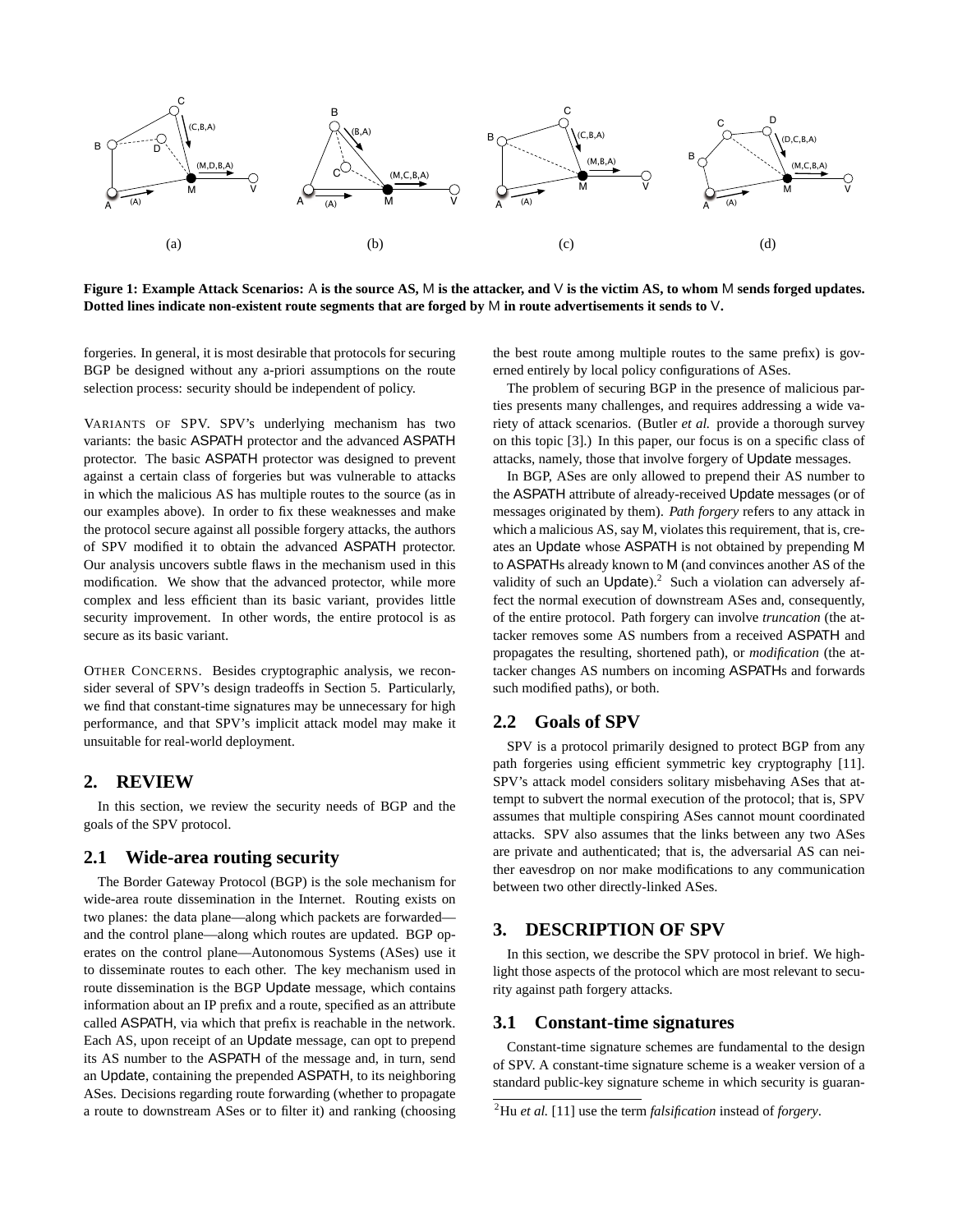(C,B,A)

(M,D,B,A)

(A)

(B,A)

(M,C,B,A)

(A)

(C,B,A)

(M,B,A)

(A)

(D,C,B,A)

(M,C,B,A)

(A)

(a) (b) (c) (d)

**Figure 1: Example Attack Scenarios:** A **is the source AS,** M **is the attacker, and** V **is the victim AS, to whom** M **sends forged updates. Dotted lines indicate non-existent route segments that are forged by** M **in route advertisements it sends to** V**.**

forgeries. In general, it is most desirable that protocols for securing BGP be designed without any a-priori assumptions on the route selection process: security should be independent of policy.

VARIANTS OF SPV. SPV's underlying mechanism has two variants: the basic ASPATH protector and the advanced ASPATH protector. The basic ASPATH protector was designed to prevent against a certain class of forgeries but was vulnerable to attacks in which the malicious AS has multiple routes to the source (as in our examples above). In order to fix these weaknesses and make the protocol secure against all possible forgery attacks, the authors of SPV modified it to obtain the advanced ASPATH protector. Our analysis uncovers subtle flaws in the mechanism used in this modification. We show that the advanced protector, while more complex and less efficient than its basic variant, provides little security improvement. In other words, the entire protocol is as secure as its basic variant.

OTHER CONCERNS. Besides cryptographic analysis, we reconsider several of SPV's design tradeoffs in Section 5. Particularly, we find that constant-time signatures may be unnecessary for high performance, and that SPV's implicit attack model may make it unsuitable for real-world deployment.

## 2. REVIEW

In this section, we review the security needs of BGP and the goals of the SPV protocol.

### 2.1 Wide-area routing security

The Border Gateway Protocol (BGP) is the sole mechanism for wide-area route dissemination in the Internet. Routing exists on two planes: the data plane—along which packets are forwarded—and the control plane—along which routes are updated. BGP operates on the control plane—Autonomous Systems (ASes) use it to disseminate routes to each other. The key mechanism used in route dissemination is the BGP Update message, which contains information about an IP prefix and a route, specified as an attribute called ASPATH, via which that prefix is reachable in the network. Each AS, upon receipt of an Update message, can opt to prepend its AS number to the ASPATH of the message and, in turn, send an Update, containing the prepended ASPATH, to its neighboring ASes. Decisions regarding route forwarding (whether to propagate a route to downstream ASes or to filter it) and ranking (choosing the best route among multiple routes to the same prefix) is governed entirely by local policy configurations of ASes.

The problem of securing BGP in the presence of malicious parties presents many challenges, and requires addressing a wide variety of attack scenarios. (Butler *et al.* provide a thorough survey on this topic [3].) In this paper, our focus is on a specific class of attacks, namely, those that involve forgery of Update messages.

In BGP, ASes are only allowed to prepend their AS number to the ASPATH attribute of already-received Update messages (or of messages originated by them). *Path forgery* refers to any attack in which a malicious AS, say M, violates this requirement, that is, creates an Update whose ASPATH is not obtained by prepending M to ASPATHs already known to M (and convinces another AS of the validity of such an Update).[2] Such a violation can adversely affect the normal execution of downstream ASes and, consequently, of the entire protocol. Path forgery can involve *truncation* (the attacker removes some AS numbers from a received ASPATH and propagates the resulting, shortened path), or *modification* (the attacker changes AS numbers on incoming ASPATHs and forwards such modified paths), or both.

### 2.2 Goals of SPV

SPV is a protocol primarily designed to protect BGP from any path forgeries using efficient symmetric key cryptography [11]. SPV's attack model considers solitary misbehaving ASes that attempt to subvert the normal execution of the protocol; that is, SPV assumes that multiple conspiring ASes cannot mount coordinated attacks. SPV also assumes that the links between any two ASes are private and authenticated; that is, the adversarial AS can neither eavesdrop on nor make modifications to any communication between two other directly-linked ASes.

## 3. DESCRIPTION OF SPV

In this section, we describe the SPV protocol in brief. We highlight those aspects of the protocol which are most relevant to security against path forgery attacks.

### 3.1 Constant-time signatures

Constant-time signature schemes are fundamental to the design of SPV. A constant-time signature scheme is a weaker version of a standard public-key signature scheme in which security is guaran-

[2] Hu *et al.* [11] use the term *falsification* instead of *forgery*.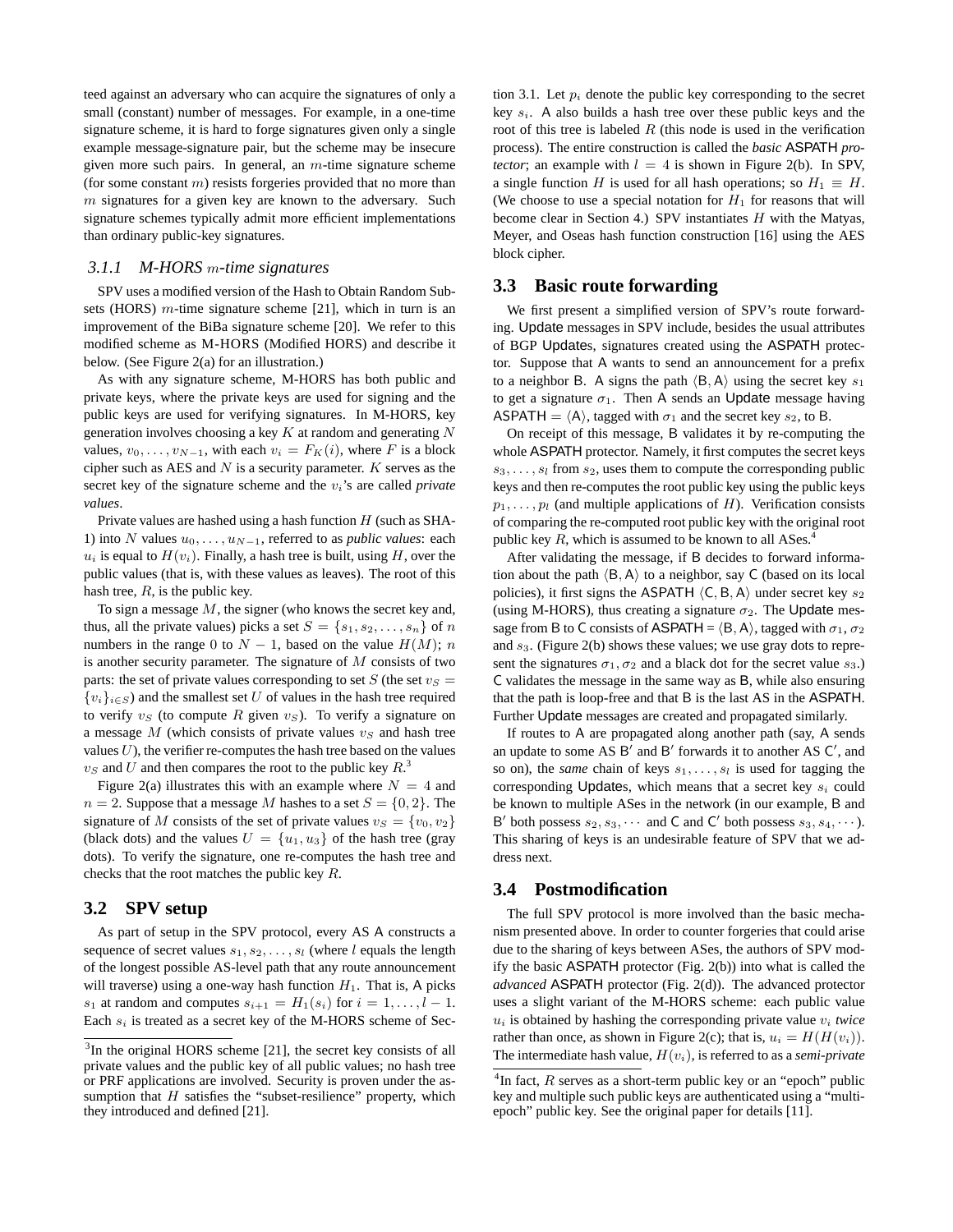teed against an adversary who can acquire the signatures of only a small (constant) number of messages. For example, in a one-time signature scheme, it is hard to forge signatures given only a single example message-signature pair, but the scheme may be insecure given more such pairs. In general, an $m$-time signature scheme (for some constant $m$) resists forgeries provided that no more than $m$ signatures for a given key are known to the adversary. Such signature schemes typically admit more efficient implementations than ordinary public-key signatures.

#### 3.1.1 M-HORS $m$-time signatures

SPV uses a modified version of the Hash to Obtain Random Subsets (HORS) $m$-time signature scheme [21], which in turn is an improvement of the BiBa signature scheme [20]. We refer to this modified scheme as M-HORS (Modified HORS) and describe it below. (See Figure 2(a) for an illustration.)

As with any signature scheme, M-HORS has both public and private keys, where the private keys are used for signing and the public keys are used for verifying signatures. In M-HORS, key generation involves choosing a key $K$ at random and generating $N$ values, $v_0, \ldots, v_{N-1}$, with each $v_i = F_K(i)$, where $F$ is a block cipher such as AES and $N$ is a security parameter. $K$ serves as the secret key of the signature scheme and the $v_i$'s are called *private values*.

Private values are hashed using a hash function $H$ (such as SHA-1) into $N$ values $u_0, \ldots, u_{N-1}$, referred to as *public values*: each $u_i$ is equal to $H(v_i)$. Finally, a hash tree is built, using $H$, over the public values (that is, with these values as leaves). The root of this hash tree, $R$, is the public key.

To sign a message $M$, the signer (who knows the secret key and, thus, all the private values) picks a set $S = \{s_1, s_2, \ldots, s_n\}$ of $n$ numbers in the range 0 to $N-1$, based on the value $H(M)$; $n$ is another security parameter. The signature of $M$ consists of two parts: the set of private values corresponding to set $S$ (the set $v_S = \{v_i\}_{i \in S}$) and the smallest set $U$ of values in the hash tree required to verify $v_S$ (to compute $R$ given $v_S$). To verify a signature on a message $M$ (which consists of private values $v_S$ and hash tree values $U$), the verifier re-computes the hash tree based on the values $v_S$ and $U$ and then compares the root to the public key $R$.[3]

Figure 2(a) illustrates this with an example where $N = 4$ and $n = 2$. Suppose that a message $M$ hashes to a set $S = \{0, 2\}$. The signature of $M$ consists of the set of private values $v_S = \{v_0, v_2\}$ (black dots) and the values $U = \{u_1, u_3\}$ of the hash tree (gray dots). To verify the signature, one re-computes the hash tree and checks that the root matches the public key $R$.

### 3.2 SPV setup

As part of setup in the SPV protocol, every AS A constructs a sequence of secret values $s_1, s_2, \ldots, s_l$ (where $l$ equals the length of the longest possible AS-level path that any route announcement will traverse) using a one-way hash function $H_1$. That is, A picks $s_1$ at random and computes $s_{i+1} = H_1(s_i)$ for $i = 1, \ldots, l-1$. Each $s_i$ is treated as a secret key of the M-HORS scheme of Section 3.1. Let $p_i$ denote the public key corresponding to the secret key $s_i$. A also builds a hash tree over these public keys and the root of this tree is labeled $R$ (this node is used in the verification process). The entire construction is called the *basic* ASPATH *protector*; an example with $l = 4$ is shown in Figure 2(b). In SPV, a single function $H$ is used for all hash operations; so $H_1 \equiv H$. (We choose to use a special notation for $H_1$ for reasons that will become clear in Section 4.) SPV instantiates $H$ with the Matyas, Meyer, and Oseas hash function construction [16] using the AES block cipher.

### 3.3 Basic route forwarding

We first present a simplified version of SPV's route forwarding. Update messages in SPV include, besides the usual attributes of BGP Updates, signatures created using the ASPATH protector. Suppose that A wants to send an announcement for a prefix to a neighbor B. A signs the path $\langle B, A \rangle$ using the secret key $s_1$ to get a signature $\sigma_1$. Then A sends an Update message having ASPATH = $\langle A \rangle$, tagged with $\sigma_1$ and the secret key $s_2$, to B.

On receipt of this message, B validates it by re-computing the whole ASPATH protector. Namely, it first computes the secret keys $s_3, \ldots, s_l$ from $s_2$, uses them to compute the corresponding public keys and then re-computes the root public key using the public keys $p_1, \ldots, p_l$ (and multiple applications of $H$). Verification consists of comparing the re-computed root public key with the original root public key $R$, which is assumed to be known to all ASes.[4]

After validating the message, if B decides to forward information about the path $\langle B, A \rangle$ to a neighbor, say C (based on its local policies), it first signs the ASPATH $\langle C, B, A \rangle$ under secret key $s_2$ (using M-HORS), thus creating a signature $\sigma_2$. The Update message from B to C consists of ASPATH = $\langle B, A \rangle$, tagged with $\sigma_1$, $\sigma_2$ and $s_3$. (Figure 2(b) shows these values; we use gray dots to represent the signatures $\sigma_1, \sigma_2$ and a black dot for the secret value $s_3$.) C validates the message in the same way as B, while also ensuring that the path is loop-free and that B is the last AS in the ASPATH. Further Update messages are created and propagated similarly.

If routes to A are propagated along another path (say, A sends an update to some AS B′ and B′ forwards it to another AS C′, and so on), the *same* chain of keys $s_1, \ldots, s_l$ is used for tagging the corresponding Updates, which means that a secret key $s_i$ could be known to multiple ASes in the network (in our example, B and B′ both possess $s_2, s_3, \cdots$ and C and C′ both possess $s_3, s_4, \cdots$). This sharing of keys is an undesirable feature of SPV that we address next.

### 3.4 Postmodification

The full SPV protocol is more involved than the basic mechanism presented above. In order to counter forgeries that could arise due to the sharing of keys between ASes, the authors of SPV modify the basic ASPATH protector (Fig. 2(b)) into what is called the *advanced* ASPATH protector (Fig. 2(d)). The advanced protector uses a slight variant of the M-HORS scheme: each public value $u_i$ is obtained by hashing the corresponding private value $v_i$ *twice* rather than once, as shown in Figure 2(c); that is, $u_i = H(H(v_i))$. The intermediate hash value, $H(v_i)$, is referred to as a ***semi-private***

[3] In the original HORS scheme [21], the secret key consists of all private values and the public key of all public values; no hash tree or PRF applications are involved. Security is proven under the assumption that $H$ satisfies the "subset-resilience" property, which they introduced and defined [21].

[4] In fact, $R$ serves as a short-term public key or an "epoch" public key and multiple such public keys are authenticated using a "multi-epoch" public key. See the original paper for details [11].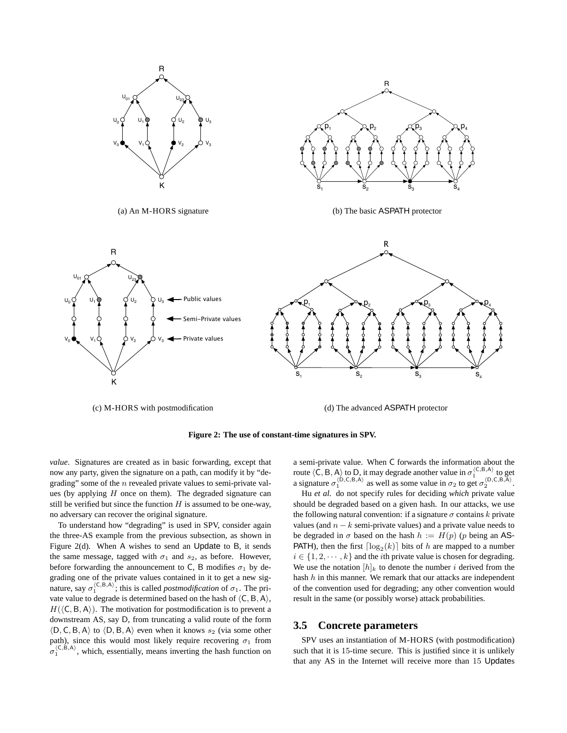(a) An M-HORS signature

(b) The basic ASPATH protector

(c) M-HORS with postmodification

(d) The advanced ASPATH protector

**Figure 2: The use of constant-time signatures in SPV.**

*value*. Signatures are created as in basic forwarding, except that now any party, given the signature on a path, can modify it by "degrading" some of the $n$ revealed private values to semi-private values (by applying $H$ once on them). The degraded signature can still be verified but since the function $H$ is assumed to be one-way, no adversary can recover the original signature.

To understand how "degrading" is used in SPV, consider again the three-AS example from the previous subsection, as shown in Figure 2(d). When A wishes to send an Update to B, it sends the same message, tagged with $\sigma_1$ and $s_2$, as before. However, before forwarding the announcement to C, B modifies $\sigma_1$ by degrading one of the private values contained in it to get a new signature, say $\sigma_1^{\langle \mathsf{C},\mathsf{B},\mathsf{A}\rangle}$; this is called *postmodification* of $\sigma_1$. The private value to degrade is determined based on the hash of $\langle \mathsf{C}, \mathsf{B}, \mathsf{A}\rangle$, $H(\langle \mathsf{C}, \mathsf{B}, \mathsf{A}\rangle)$. The motivation for postmodification is to prevent a downstream AS, say D, from truncating a valid route of the form $\langle \mathsf{D}, \mathsf{C}, \mathsf{B}, \mathsf{A}\rangle$ to $\langle \mathsf{D}, \mathsf{B}, \mathsf{A}\rangle$ even when it knows $s_2$ (via some other path), since this would most likely require recovering $\sigma_1$ from $\sigma_1^{\langle \mathsf{C},\mathsf{B},\mathsf{A}\rangle}$, which, essentially, means inverting the hash function on a semi-private value. When C forwards the information about the route $\langle \mathsf{C}, \mathsf{B}, \mathsf{A}\rangle$ to D, it may degrade another value in $\sigma_1^{\langle \mathsf{C},\mathsf{B},\mathsf{A}\rangle}$ to get a signature $\sigma_1^{\langle \mathsf{D},\mathsf{C},\mathsf{B},\mathsf{A}\rangle}$ as well as some value in $\sigma_2$ to get $\sigma_2^{\langle \mathsf{D},\mathsf{C},\mathsf{B},\mathsf{A}\rangle}$.

Hu *et al.* do not specify rules for deciding *which* private value should be degraded based on a given hash. In our attacks, we use the following natural convention: if a signature $\sigma$ contains $k$ private values (and $n-k$ semi-private values) and a private value needs to be degraded in $\sigma$ based on the hash $h := H(p)$ ($p$ being an ASPATH), then the first $\lceil \log_2(k) \rceil$ bits of $h$ are mapped to a number $i \in \{1, 2, \cdots, k\}$ and the $i$th private value is chosen for degrading. We use the notation $[h]_k$ to denote the number $i$ derived from the hash $h$ in this manner. We remark that our attacks are independent of the convention used for degrading; any other convention would result in the same (or possibly worse) attack probabilities.

## 3.5 Concrete parameters

SPV uses an instantiation of M-HORS (with postmodification) such that it is 15-time secure. This is justified since it is unlikely that any AS in the Internet will receive more than 15 Updates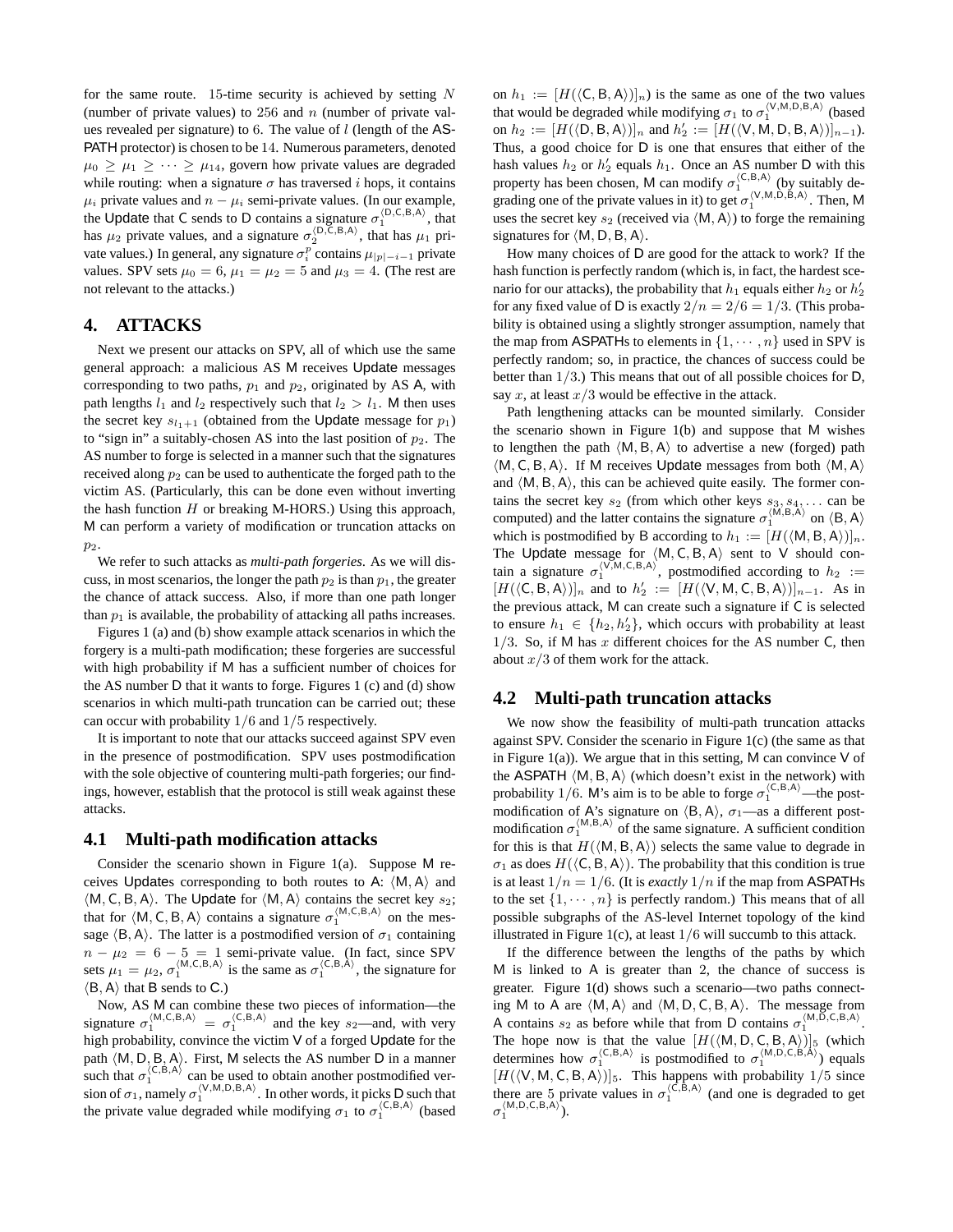for the same route. 15-time security is achieved by setting $N$ (number of private values) to 256 and $n$ (number of private values revealed per signature) to 6. The value of $l$ (length of the AS-PATH protector) is chosen to be 14. Numerous parameters, denoted $\mu_0 \geq \mu_1 \geq \cdots \geq \mu_{14}$, govern how private values are degraded while routing: when a signature $\sigma$ has traversed $i$ hops, it contains $\mu_i$ private values and $n - \mu_i$ semi-private values. (In our example, the Update that C sends to D contains a signature $\sigma_1^{\langle D,C,B,A\rangle}$, that has $\mu_2$ private values, and a signature $\sigma_2^{\langle D,C,B,A\rangle}$, that has $\mu_1$ private values.) In general, any signature $\sigma_i^p$ contains $\mu_{|p|-i-1}$ private values. SPV sets $\mu_0 = 6$, $\mu_1 = \mu_2 = 5$ and $\mu_3 = 4$. (The rest are not relevant to the attacks.)

## 4. ATTACKS

Next we present our attacks on SPV, all of which use the same general approach: a malicious AS M receives Update messages corresponding to two paths, $p_1$ and $p_2$, originated by AS A, with path lengths $l_1$ and $l_2$ respectively such that $l_2 > l_1$. M then uses the secret key $s_{l_1+1}$ (obtained from the Update message for $p_1$) to "sign in" a suitably-chosen AS into the last position of $p_2$. The AS number to forge is selected in a manner such that the signatures received along $p_2$ can be used to authenticate the forged path to the victim AS. (Particularly, this can be done even without inverting the hash function $H$ or breaking M-HORS.) Using this approach, M can perform a variety of modification or truncation attacks on $p_2$.

We refer to such attacks as *multi-path forgeries*. As we will discuss, in most scenarios, the longer the path $p_2$ is than $p_1$, the greater the chance of attack success. Also, if more than one path longer than $p_1$ is available, the probability of attacking all paths increases.

Figures 1 (a) and (b) show example attack scenarios in which the forgery is a multi-path modification; these forgeries are successful with high probability if M has a sufficient number of choices for the AS number D that it wants to forge. Figures 1 (c) and (d) show scenarios in which multi-path truncation can be carried out; these can occur with probability $1/6$ and $1/5$ respectively.

It is important to note that our attacks succeed against SPV even in the presence of postmodification. SPV uses postmodification with the sole objective of countering multi-path forgeries; our findings, however, establish that the protocol is still weak against these attacks.

### 4.1 Multi-path modification attacks

Consider the scenario shown in Figure 1(a). Suppose M receives Updates corresponding to both routes to A: $\langle M, A\rangle$ and $\langle M, C, B, A\rangle$. The Update for $\langle M, A\rangle$ contains the secret key $s_2$; that for $\langle M, C, B, A\rangle$ contains a signature $\sigma_1^{\langle M,C,B,A\rangle}$ on the message $\langle B, A\rangle$. The latter is a postmodified version of $\sigma_1$ containing $n - \mu_2 = 6 - 5 = 1$ semi-private value. (In fact, since SPV sets $\mu_1 = \mu_2$, $\sigma_1^{\langle M,C,B,A\rangle}$ is the same as $\sigma_1^{\langle C,B,A\rangle}$, the signature for $\langle B, A\rangle$ that B sends to C.)

Now, AS M can combine these two pieces of information—the signature $\sigma_1^{\langle M,C,B,A\rangle} = \sigma_1^{\langle C,B,A\rangle}$ and the key $s_2$—and, with very high probability, convince the victim V of a forged Update for the path $\langle M, D, B, A\rangle$. First, M selects the AS number D in a manner such that $\sigma_1^{\langle C,B,A\rangle}$ can be used to obtain another postmodified version of $\sigma_1$, namely $\sigma_1^{\langle V,M,D,B,A\rangle}$. In other words, it picks D such that the private value degraded while modifying $\sigma_1$ to $\sigma_1^{\langle C,B,A\rangle}$ (based on $h_1 := [H(\langle C, B, A\rangle)]_n$) is the same as one of the two values that would be degraded while modifying $\sigma_1$ to $\sigma_1^{\langle V,M,D,B,A\rangle}$ (based on $h_2 := [H(\langle D, B, A\rangle)]_n$ and $h_2' := [H(\langle V, M, D, B, A\rangle)]_{n-1}$). Thus, a good choice for D is one that ensures that either of the hash values $h_2$ or $h_2'$ equals $h_1$. Once an AS number D with this property has been chosen, M can modify $\sigma_1^{\langle C,B,A\rangle}$ (by suitably degrading one of the private values in it) to get $\sigma_1^{\langle V,M,D,B,A\rangle}$. Then, M uses the secret key $s_2$ (received via $\langle M, A\rangle$) to forge the remaining signatures for $\langle M, D, B, A\rangle$.

How many choices of D are good for the attack to work? If the hash function is perfectly random (which is, in fact, the hardest scenario for our attacks), the probability that $h_1$ equals either $h_2$ or $h_2'$ for any fixed value of D is exactly $2/n = 2/6 = 1/3$. (This probability is obtained using a slightly stronger assumption, namely that the map from ASPATHs to elements in $\{1, \cdots, n\}$ used in SPV is perfectly random; so, in practice, the chances of success could be better than $1/3$.) This means that out of all possible choices for D, say $x$, at least $x/3$ would be effective in the attack.

Path lengthening attacks can be mounted similarly. Consider the scenario shown in Figure 1(b) and suppose that M wishes to lengthen the path $\langle M, B, A\rangle$ to advertise a new (forged) path $\langle M, C, B, A\rangle$. If M receives Update messages from both $\langle M, A\rangle$ and $\langle M, B, A\rangle$, this can be achieved quite easily. The former contains the secret key $s_2$ (from which other keys $s_3, s_4, \ldots$ can be computed) and the latter contains the signature $\sigma_1^{\langle M,B,A\rangle}$ on $\langle B, A\rangle$ which is postmodified by B according to $h_1 := [H(\langle M, B, A\rangle)]_n$. The Update message for $\langle M, C, B, A\rangle$ sent to V should contain a signature $\sigma_1^{\langle V,M,C,B,A\rangle}$, postmodified according to $h_2 := [H(\langle C, B, A\rangle)]_n$ and to $h_2' := [H(\langle V, M, C, B, A\rangle)]_{n-1}$. As in the previous attack, M can create such a signature if C is selected to ensure $h_1 \in \{h_2, h_2'\}$, which occurs with probability at least $1/3$. So, if M has $x$ different choices for the AS number C, then about $x/3$ of them work for the attack.

### 4.2 Multi-path truncation attacks

We now show the feasibility of multi-path truncation attacks against SPV. Consider the scenario in Figure 1(c) (the same as that in Figure 1(a)). We argue that in this setting, M can convince V of the ASPATH $\langle M, B, A\rangle$ (which doesn't exist in the network) with probability $1/6$. M's aim is to be able to forge $\sigma_1^{\langle C,B,A\rangle}$—the postmodification of A's signature on $\langle B, A\rangle$, $\sigma_1$—as a different postmodification $\sigma_1^{\langle M,B,A\rangle}$ of the same signature. A sufficient condition for this is that $H(\langle M, B, A\rangle)$ selects the same value to degrade in $\sigma_1$ as does $H(\langle C, B, A\rangle)$. The probability that this condition is true is at least $1/n = 1/6$. (It is *exactly* $1/n$ if the map from ASPATHs to the set $\{1, \cdots, n\}$ is perfectly random.) This means that of all possible subgraphs of the AS-level Internet topology of the kind illustrated in Figure 1(c), at least $1/6$ will succumb to this attack.

If the difference between the lengths of the paths by which M is linked to A is greater than 2, the chance of success is greater. Figure 1(d) shows such a scenario—two paths connecting M to A are $\langle M, A\rangle$ and $\langle M, D, C, B, A\rangle$. The message from A contains $s_2$ as before while that from D contains $\sigma_1^{\langle M,D,C,B,A\rangle}$. The hope now is that the value $[H(\langle M, D, C, B, A\rangle)]_5$ (which determines how $\sigma_1^{\langle C,B,A\rangle}$ is postmodified to $\sigma_1^{\langle M,D,C,B,A\rangle}$) equals $[H(\langle V, M, C, B, A\rangle)]_5$. This happens with probability $1/5$ since there are 5 private values in $\sigma_1^{\langle C,B,A\rangle}$ (and one is degraded to get $\sigma_1^{\langle M,D,C,B,A\rangle}$).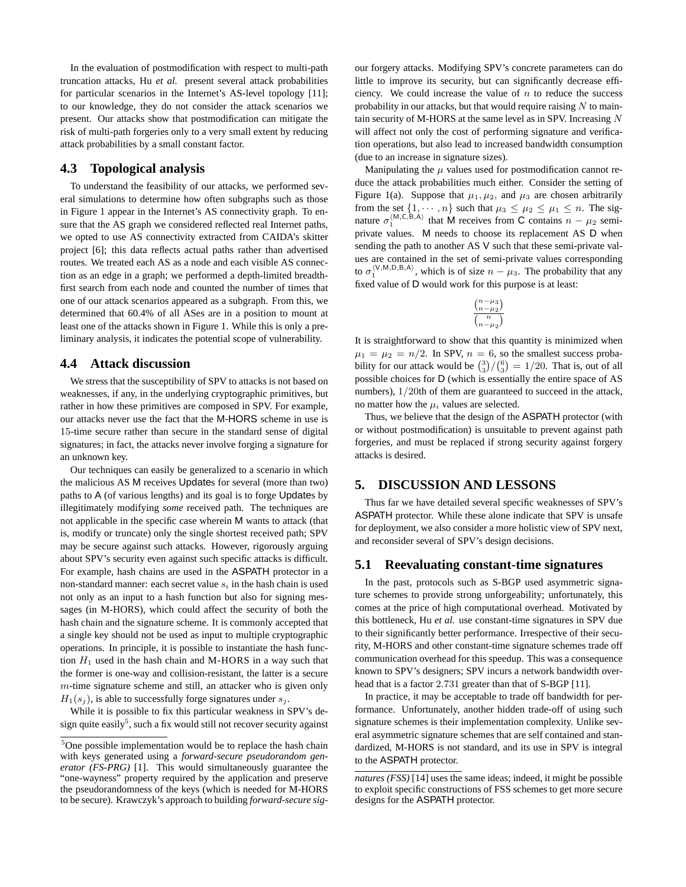In the evaluation of postmodification with respect to multi-path truncation attacks, Hu *et al.* present several attack probabilities for particular scenarios in the Internet's AS-level topology [11]; to our knowledge, they do not consider the attack scenarios we present. Our attacks show that postmodification can mitigate the risk of multi-path forgeries only to a very small extent by reducing attack probabilities by a small constant factor.

## 4.3 Topological analysis

To understand the feasibility of our attacks, we performed several simulations to determine how often subgraphs such as those in Figure 1 appear in the Internet's AS connectivity graph. To ensure that the AS graph we considered reflected real Internet paths, we opted to use AS connectivity extracted from CAIDA's skitter project [6]; this data reflects actual paths rather than advertised routes. We treated each AS as a node and each visible AS connection as an edge in a graph; we performed a depth-limited breadth-first search from each node and counted the number of times that one of our attack scenarios appeared as a subgraph. From this, we determined that 60.4% of all ASes are in a position to mount at least one of the attacks shown in Figure 1. While this is only a preliminary analysis, it indicates the potential scope of vulnerability.

## 4.4 Attack discussion

We stress that the susceptibility of SPV to attacks is not based on weaknesses, if any, in the underlying cryptographic primitives, but rather in how these primitives are composed in SPV. For example, our attacks never use the fact that the M-HORS scheme in use is 15-time secure rather than secure in the standard sense of digital signatures; in fact, the attacks never involve forging a signature for an unknown key.

Our techniques can easily be generalized to a scenario in which the malicious AS M receives Updates for several (more than two) paths to A (of various lengths) and its goal is to forge Updates by illegitimately modifying *some* received path. The techniques are not applicable in the specific case wherein M wants to attack (that is, modify or truncate) only the single shortest received path; SPV may be secure against such attacks. However, rigorously arguing about SPV's security even against such specific attacks is difficult. For example, hash chains are used in the ASPATH protector in a non-standard manner: each secret value $s_i$ in the hash chain is used not only as an input to a hash function but also for signing messages (in M-HORS), which could affect the security of both the hash chain and the signature scheme. It is commonly accepted that a single key should not be used as input to multiple cryptographic operations. In principle, it is possible to instantiate the hash function $H_1$ used in the hash chain and M-HORS in a way such that the former is one-way and collision-resistant, the latter is a secure $m$-time signature scheme and still, an attacker who is given only $H_1(s_j)$, is able to successfully forge signatures under $s_j$.

While it is possible to fix this particular weakness in SPV's design quite easily[5], such a fix would still not recover security against our forgery attacks. Modifying SPV's concrete parameters can do little to improve its security, but can significantly decrease efficiency. We could increase the value of $n$ to reduce the success probability in our attacks, but that would require raising $N$ to maintain security of M-HORS at the same level as in SPV. Increasing $N$ will affect not only the cost of performing signature and verification operations, but also lead to increased bandwidth consumption (due to an increase in signature sizes).

Manipulating the $\mu$ values used for postmodification cannot reduce the attack probabilities much either. Consider the setting of Figure 1(a). Suppose that $\mu_1, \mu_2$, and $\mu_3$ are chosen arbitrarily from the set $\{1, \cdots, n\}$ such that $\mu_3 \leq \mu_2 \leq \mu_1 \leq n$. The signature $\sigma_1^{\langle \mathsf{M,C,B,A} \rangle}$ that M receives from C contains $n - \mu_2$ semi-private values. M needs to choose its replacement AS D when sending the path to another AS V such that these semi-private values are contained in the set of semi-private values corresponding to $\sigma_1^{\langle \mathsf{V,M,D,B,A} \rangle}$, which is of size $n - \mu_3$. The probability that any fixed value of D would work for this purpose is at least:

$$\frac{\binom{n-\mu_3}{n-\mu_2}}{\binom{n}{n-\mu_2}}$$

It is straightforward to show that this quantity is minimized when $\mu_1 = \mu_2 = n/2$. In SPV, $n = 6$, so the smallest success probability for our attack would be $\binom{3}{3}/\binom{6}{3} = 1/20$. That is, out of all possible choices for D (which is essentially the entire space of AS numbers), $1/20$th of them are guaranteed to succeed in the attack, no matter how the $\mu_i$ values are selected.

Thus, we believe that the design of the ASPATH protector (with or without postmodification) is unsuitable to prevent against path forgeries, and must be replaced if strong security against forgery attacks is desired.

# 5. DISCUSSION AND LESSONS

Thus far we have detailed several specific weaknesses of SPV's ASPATH protector. While these alone indicate that SPV is unsafe for deployment, we also consider a more holistic view of SPV next, and reconsider several of SPV's design decisions.

## 5.1 Reevaluating constant-time signatures

In the past, protocols such as S-BGP used asymmetric signature schemes to provide strong unforgeability; unfortunately, this comes at the price of high computational overhead. Motivated by this bottleneck, Hu *et al.* use constant-time signatures in SPV due to their significantly better performance. Irrespective of their security, M-HORS and other constant-time signature schemes trade off communication overhead for this speedup. This was a consequence known to SPV's designers; SPV incurs a network bandwidth overhead that is a factor 2.731 greater than that of S-BGP [11].

In practice, it may be acceptable to trade off bandwidth for performance. Unfortunately, another hidden trade-off of using such signature schemes is their implementation complexity. Unlike several asymmetric signature schemes that are self contained and standardized, M-HORS is not standard, and its use in SPV is integral to the ASPATH protector.

[5] One possible implementation would be to replace the hash chain with keys generated using a *forward-secure pseudorandom generator (FS-PRG)* [1]. This would simultaneously guarantee the "one-wayness" property required by the application and preserve the pseudorandomness of the keys (which is needed for M-HORS to be secure). Krawczyk's approach to building *forward-secure signatures (FSS)* [14] uses the same ideas; indeed, it might be possible to exploit specific constructions of FSS schemes to get more secure designs for the ASPATH protector.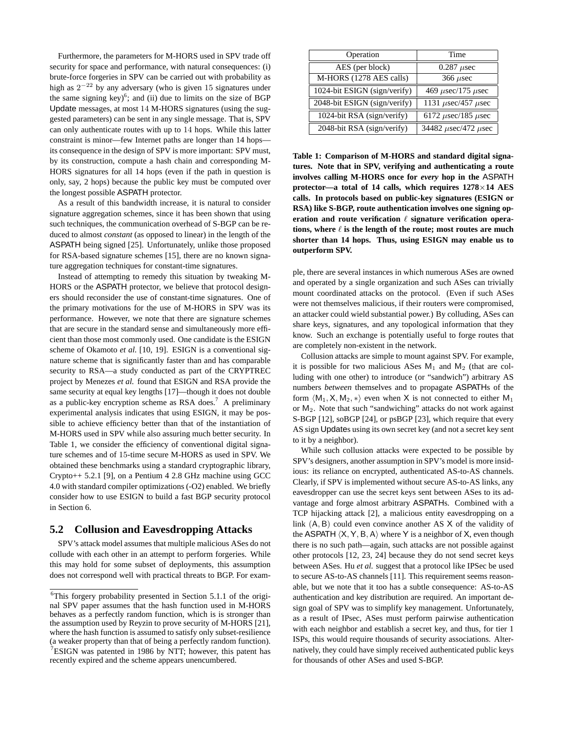Furthermore, the parameters for M-HORS used in SPV trade off security for space and performance, with natural consequences: (i) brute-force forgeries in SPV can be carried out with probability as high as $2^{-22}$ by any adversary (who is given 15 signatures under the same signing key)[6]; and (ii) due to limits on the size of BGP Update messages, at most 14 M-HORS signatures (using the suggested parameters) can be sent in any single message. That is, SPV can only authenticate routes with up to 14 hops. While this latter constraint is minor—few Internet paths are longer than 14 hops—its consequence in the design of SPV is more important: SPV must, by its construction, compute a hash chain and corresponding M-HORS signatures for all 14 hops (even if the path in question is only, say, 2 hops) because the public key must be computed over the longest possible ASPATH protector.

As a result of this bandwidth increase, it is natural to consider signature aggregation schemes, since it has been shown that using such techniques, the communication overhead of S-BGP can be reduced to almost *constant* (as opposed to linear) in the length of the ASPATH being signed [25]. Unfortunately, unlike those proposed for RSA-based signature schemes [15], there are no known signature aggregation techniques for constant-time signatures.

Instead of attempting to remedy this situation by tweaking M-HORS or the ASPATH protector, we believe that protocol designers should reconsider the use of constant-time signatures. One of the primary motivations for the use of M-HORS in SPV was its performance. However, we note that there are signature schemes that are secure in the standard sense and simultaneously more efficient than those most commonly used. One candidate is the ESIGN scheme of Okamoto *et al.* [10, 19]. ESIGN is a conventional signature scheme that is significantly faster than and has comparable security to RSA—a study conducted as part of the CRYPTREC project by Menezes *et al.* found that ESIGN and RSA provide the same security at equal key lengths [17]—though it does not double as a public-key encryption scheme as RSA does.[7] A preliminary experimental analysis indicates that using ESIGN, it may be possible to achieve efficiency better than that of the instantiation of M-HORS used in SPV while also assuring much better security. In Table 1, we consider the efficiency of conventional digital signature schemes and of 15-time secure M-HORS as used in SPV. We obtained these benchmarks using a standard cryptographic library, Crypto++ 5.2.1 [9], on a Pentium 4 2.8 GHz machine using GCC 4.0 with standard compiler optimizations (-O2) enabled. We briefly consider how to use ESIGN to build a fast BGP security protocol in Section 6.

| Operation | Time |
|---|---|
| AES (per block) | 0.287 $\mu$sec |
| M-HORS (1278 AES calls) | 366 $\mu$sec |
| 1024-bit ESIGN (sign/verify) | 469 $\mu$sec/175 $\mu$sec |
| 2048-bit ESIGN (sign/verify) | 1131 $\mu$sec/457 $\mu$sec |
| 1024-bit RSA (sign/verify) | 6172 $\mu$sec/185 $\mu$sec |
| 2048-bit RSA (sign/verify) | 34482 $\mu$sec/472 $\mu$sec |

**Table 1: Comparison of M-HORS and standard digital signatures. Note that in SPV, verifying and authenticating a route involves calling M-HORS once for *every* hop in the ASPATH protector—a total of 14 calls, which requires 1278×14 AES calls. In protocols based on public-key signatures (ESIGN or RSA) like S-BGP, route authentication involves one signing operation and route verification $\ell$ signature verification operations, where $\ell$ is the length of the route; most routes are much shorter than 14 hops. Thus, using ESIGN may enable us to outperform SPV.**

## 5.2 Collusion and Eavesdropping Attacks

SPV's attack model assumes that multiple malicious ASes do not collude with each other in an attempt to perform forgeries. While this may hold for some subset of deployments, this assumption does not correspond well with practical threats to BGP. For example, there are several instances in which numerous ASes are owned and operated by a single organization and such ASes can trivially mount coordinated attacks on the protocol. (Even if such ASes were not themselves malicious, if their routers were compromised, an attacker could wield substantial power.) By colluding, ASes can share keys, signatures, and any topological information that they know. Such an exchange is potentially useful to forge routes that are completely non-existent in the network.

Collusion attacks are simple to mount against SPV. For example, it is possible for two malicious ASes $M_1$ and $M_2$ (that are colluding with one other) to introduce (or "sandwich") arbitrary AS numbers *between* themselves and to propagate ASPATHs of the form $\langle M_1, X, M_2, * \rangle$ even when X is not connected to either $M_1$ or $M_2$. Note that such "sandwiching" attacks do not work against S-BGP [12], soBGP [24], or psBGP [23], which require that every AS sign Updates using its own secret key (and not a secret key sent to it by a neighbor).

While such collusion attacks were expected to be possible by SPV's designers, another assumption in SPV's model is more insidious: its reliance on encrypted, authenticated AS-to-AS channels. Clearly, if SPV is implemented without secure AS-to-AS links, any eavesdropper can use the secret keys sent between ASes to its advantage and forge almost arbitrary ASPATHs. Combined with a TCP hijacking attack [2], a malicious entity eavesdropping on a link $\langle A, B \rangle$ could even convince another AS X of the validity of the ASPATH $\langle X, Y, B, A \rangle$ where Y is a neighbor of X, even though there is no such path—again, such attacks are not possible against other protocols [12, 23, 24] because they do not send secret keys between ASes. Hu *et al.* suggest that a protocol like IPSec be used to secure AS-to-AS channels [11]. This requirement seems reasonable, but we note that it too has a subtle consequence: AS-to-AS authentication and key distribution are required. An important design goal of SPV was to simplify key management. Unfortunately, as a result of IPsec, ASes must perform pairwise authentication with each neighbor and establish a secret key, and thus, for tier 1 ISPs, this would require thousands of security associations. Alternatively, they could have simply received authenticated public keys for thousands of other ASes and used S-BGP.

[6]This forgery probability presented in Section 5.1.1 of the original SPV paper assumes that the hash function used in M-HORS behaves as a perfectly random function, which is stronger than the assumption used by Reyzin to prove security of M-HORS [21], where the hash function is assumed to satisfy only subset-resilience (a weaker property than that of being a perfectly random function).

[7]ESIGN was patented in 1986 by NTT; however, this patent has recently expired and the scheme appears unencumbered.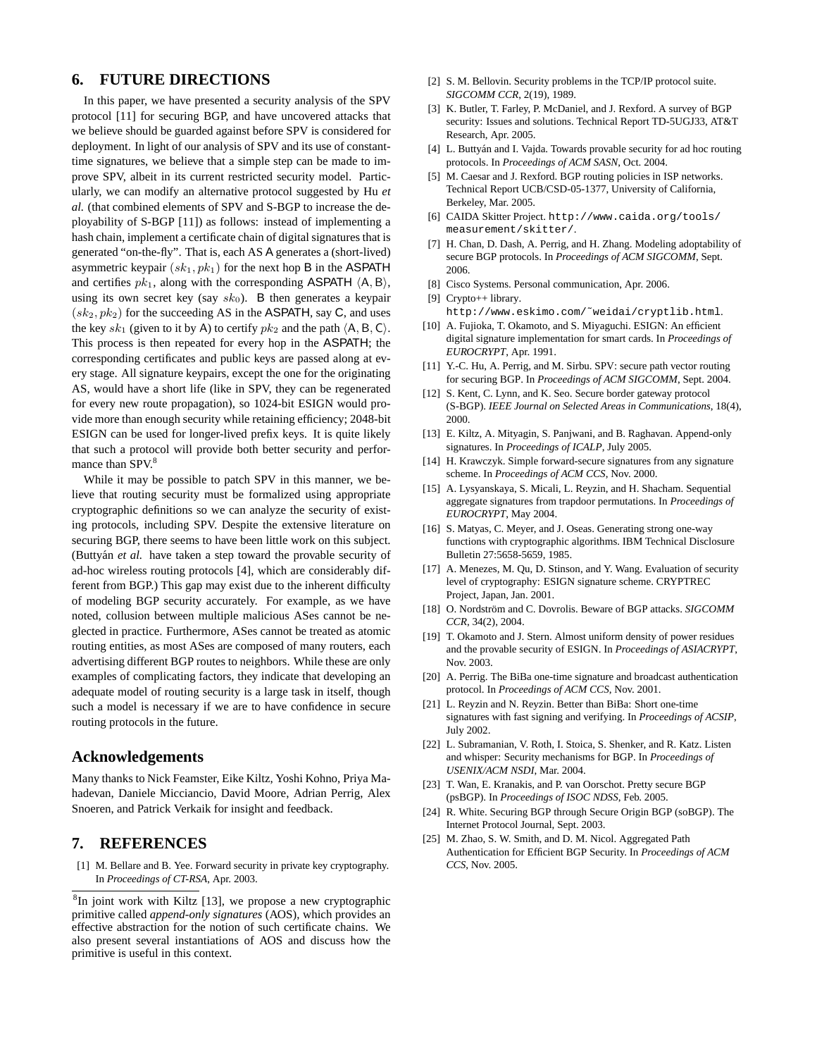## 6. FUTURE DIRECTIONS

In this paper, we have presented a security analysis of the SPV protocol [11] for securing BGP, and have uncovered attacks that we believe should be guarded against before SPV is considered for deployment. In light of our analysis of SPV and its use of constant-time signatures, we believe that a simple step can be made to improve SPV, albeit in its current restricted security model. Particularly, we can modify an alternative protocol suggested by Hu *et al.* (that combined elements of SPV and S-BGP to increase the deployability of S-BGP [11]) as follows: instead of implementing a hash chain, implement a certificate chain of digital signatures that is generated "on-the-fly". That is, each AS A generates a (short-lived) asymmetric keypair $(sk_1, pk_1)$ for the next hop B in the ASPATH and certifies $pk_1$, along with the corresponding ASPATH $\langle \mathsf{A}, \mathsf{B} \rangle$, using its own secret key (say $sk_0$). B then generates a keypair $(sk_2, pk_2)$ for the succeeding AS in the ASPATH, say C, and uses the key $sk_1$ (given to it by A) to certify $pk_2$ and the path $\langle \mathsf{A}, \mathsf{B}, \mathsf{C} \rangle$. This process is then repeated for every hop in the ASPATH; the corresponding certificates and public keys are passed along at every stage. All signature keypairs, except the one for the originating AS, would have a short life (like in SPV, they can be regenerated for every new route propagation), so 1024-bit ESIGN would provide more than enough security while retaining efficiency; 2048-bit ESIGN can be used for longer-lived prefix keys. It is quite likely that such a protocol will provide both better security and performance than SPV.[8]

While it may be possible to patch SPV in this manner, we believe that routing security must be formalized using appropriate cryptographic definitions so we can analyze the security of existing protocols, including SPV. Despite the extensive literature on securing BGP, there seems to have been little work on this subject. (Buttyán *et al.* have taken a step toward the provable security of ad-hoc wireless routing protocols [4], which are considerably different from BGP.) This gap may exist due to the inherent difficulty of modeling BGP security accurately. For example, as we have noted, collusion between multiple malicious ASes cannot be neglected in practice. Furthermore, ASes cannot be treated as atomic routing entities, as most ASes are composed of many routers, each advertising different BGP routes to neighbors. While these are only examples of complicating factors, they indicate that developing an adequate model of routing security is a large task in itself, though such a model is necessary if we are to have confidence in secure routing protocols in the future.

## Acknowledgements

Many thanks to Nick Feamster, Eike Kiltz, Yoshi Kohno, Priya Mahadevan, Daniele Micciancio, David Moore, Adrian Perrig, Alex Snoeren, and Patrick Verkaik for insight and feedback.

## 7. REFERENCES

[1] M. Bellare and B. Yee. Forward security in private key cryptography. In *Proceedings of CT-RSA*, Apr. 2003.

[2] S. M. Bellovin. Security problems in the TCP/IP protocol suite. *SIGCOMM CCR*, 2(19), 1989.

[3] K. Butler, T. Farley, P. McDaniel, and J. Rexford. A survey of BGP security: Issues and solutions. Technical Report TD-5UGJ33, AT&T Research, Apr. 2005.

[4] L. Buttyán and I. Vajda. Towards provable security for ad hoc routing protocols. In *Proceedings of ACM SASN*, Oct. 2004.

[5] M. Caesar and J. Rexford. BGP routing policies in ISP networks. Technical Report UCB/CSD-05-1377, University of California, Berkeley, Mar. 2005.

[6] CAIDA Skitter Project. `http://www.caida.org/tools/measurement/skitter/`.

[7] H. Chan, D. Dash, A. Perrig, and H. Zhang. Modeling adoptability of secure BGP protocols. In *Proceedings of ACM SIGCOMM*, Sept. 2006.

[8] Cisco Systems. Personal communication, Apr. 2006.

[9] Crypto++ library. `http://www.eskimo.com/~weidai/cryptlib.html`.

[10] A. Fujioka, T. Okamoto, and S. Miyaguchi. ESIGN: An efficient digital signature implementation for smart cards. In *Proceedings of EUROCRYPT*, Apr. 1991.

[11] Y.-C. Hu, A. Perrig, and M. Sirbu. SPV: secure path vector routing for securing BGP. In *Proceedings of ACM SIGCOMM*, Sept. 2004.

[12] S. Kent, C. Lynn, and K. Seo. Secure border gateway protocol (S-BGP). *IEEE Journal on Selected Areas in Communications*, 18(4), 2000.

[13] E. Kiltz, A. Mityagin, S. Panjwani, and B. Raghavan. Append-only signatures. In *Proceedings of ICALP*, July 2005.

[14] H. Krawczyk. Simple forward-secure signatures from any signature scheme. In *Proceedings of ACM CCS*, Nov. 2000.

[15] A. Lysyanskaya, S. Micali, L. Reyzin, and H. Shacham. Sequential aggregate signatures from trapdoor permutations. In *Proceedings of EUROCRYPT*, May 2004.

[16] S. Matyas, C. Meyer, and J. Oseas. Generating strong one-way functions with cryptographic algorithms. IBM Technical Disclosure Bulletin 27:5658-5659, 1985.

[17] A. Menezes, M. Qu, D. Stinson, and Y. Wang. Evaluation of security level of cryptography: ESIGN signature scheme. CRYPTREC Project, Japan, Jan. 2001.

[18] O. Nordström and C. Dovrolis. Beware of BGP attacks. *SIGCOMM CCR*, 34(2), 2004.

[19] T. Okamoto and J. Stern. Almost uniform density of power residues and the provable security of ESIGN. In *Proceedings of ASIACRYPT*, Nov. 2003.

[20] A. Perrig. The BiBa one-time signature and broadcast authentication protocol. In *Proceedings of ACM CCS*, Nov. 2001.

[21] L. Reyzin and N. Reyzin. Better than BiBa: Short one-time signatures with fast signing and verifying. In *Proceedings of ACSIP*, July 2002.

[22] L. Subramanian, V. Roth, I. Stoica, S. Shenker, and R. Katz. Listen and whisper: Security mechanisms for BGP. In *Proceedings of USENIX/ACM NSDI*, Mar. 2004.

[23] T. Wan, E. Kranakis, and P. van Oorschot. Pretty secure BGP (psBGP). In *Proceedings of ISOC NDSS*, Feb. 2005.

[24] R. White. Securing BGP through Secure Origin BGP (soBGP). The Internet Protocol Journal, Sept. 2003.

[25] M. Zhao, S. W. Smith, and D. M. Nicol. Aggregated Path Authentication for Efficient BGP Security. In *Proceedings of ACM CCS*, Nov. 2005.

---

[8] In joint work with Kiltz [13], we propose a new cryptographic primitive called *append-only signatures* (AOS), which provides an effective abstraction for the notion of such certificate chains. We also present several instantiations of AOS and discuss how the primitive is useful in this context.